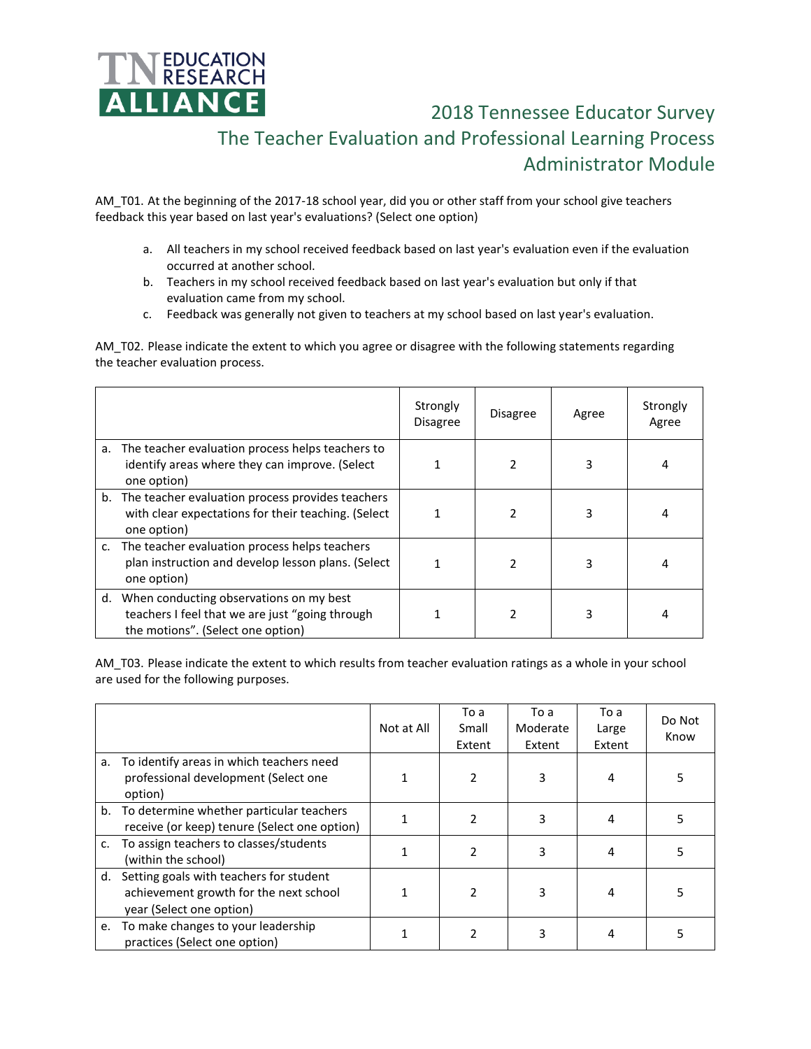TN EDUCATION RESEARCH ALLIANCE

# 2018 Tennessee Educator Survey
## The Teacher Evaluation and Professional Learning Process
## Administrator Module

AM_T01. At the beginning of the 2017-18 school year, did you or other staff from your school give teachers feedback this year based on last year's evaluations? (Select one option)

a. All teachers in my school received feedback based on last year's evaluation even if the evaluation occurred at another school.
b. Teachers in my school received feedback based on last year's evaluation but only if that evaluation came from my school.
c. Feedback was generally not given to teachers at my school based on last year's evaluation.

AM_T02. Please indicate the extent to which you agree or disagree with the following statements regarding the teacher evaluation process.

| | Strongly Disagree | Disagree | Agree | Strongly Agree |
|---|---|---|---|---|
| a. The teacher evaluation process helps teachers to identify areas where they can improve. (Select one option) | 1 | 2 | 3 | 4 |
| b. The teacher evaluation process provides teachers with clear expectations for their teaching. (Select one option) | 1 | 2 | 3 | 4 |
| c. The teacher evaluation process helps teachers plan instruction and develop lesson plans. (Select one option) | 1 | 2 | 3 | 4 |
| d. When conducting observations on my best teachers I feel that we are just "going through the motions". (Select one option) | 1 | 2 | 3 | 4 |

AM_T03. Please indicate the extent to which results from teacher evaluation ratings as a whole in your school are used for the following purposes.

| | Not at All | To a Small Extent | To a Moderate Extent | To a Large Extent | Do Not Know |
|---|---|---|---|---|---|
| a. To identify areas in which teachers need professional development (Select one option) | 1 | 2 | 3 | 4 | 5 |
| b. To determine whether particular teachers receive (or keep) tenure (Select one option) | 1 | 2 | 3 | 4 | 5 |
| c. To assign teachers to classes/students (within the school) | 1 | 2 | 3 | 4 | 5 |
| d. Setting goals with teachers for student achievement growth for the next school year (Select one option) | 1 | 2 | 3 | 4 | 5 |
| e. To make changes to your leadership practices (Select one option) | 1 | 2 | 3 | 4 | 5 |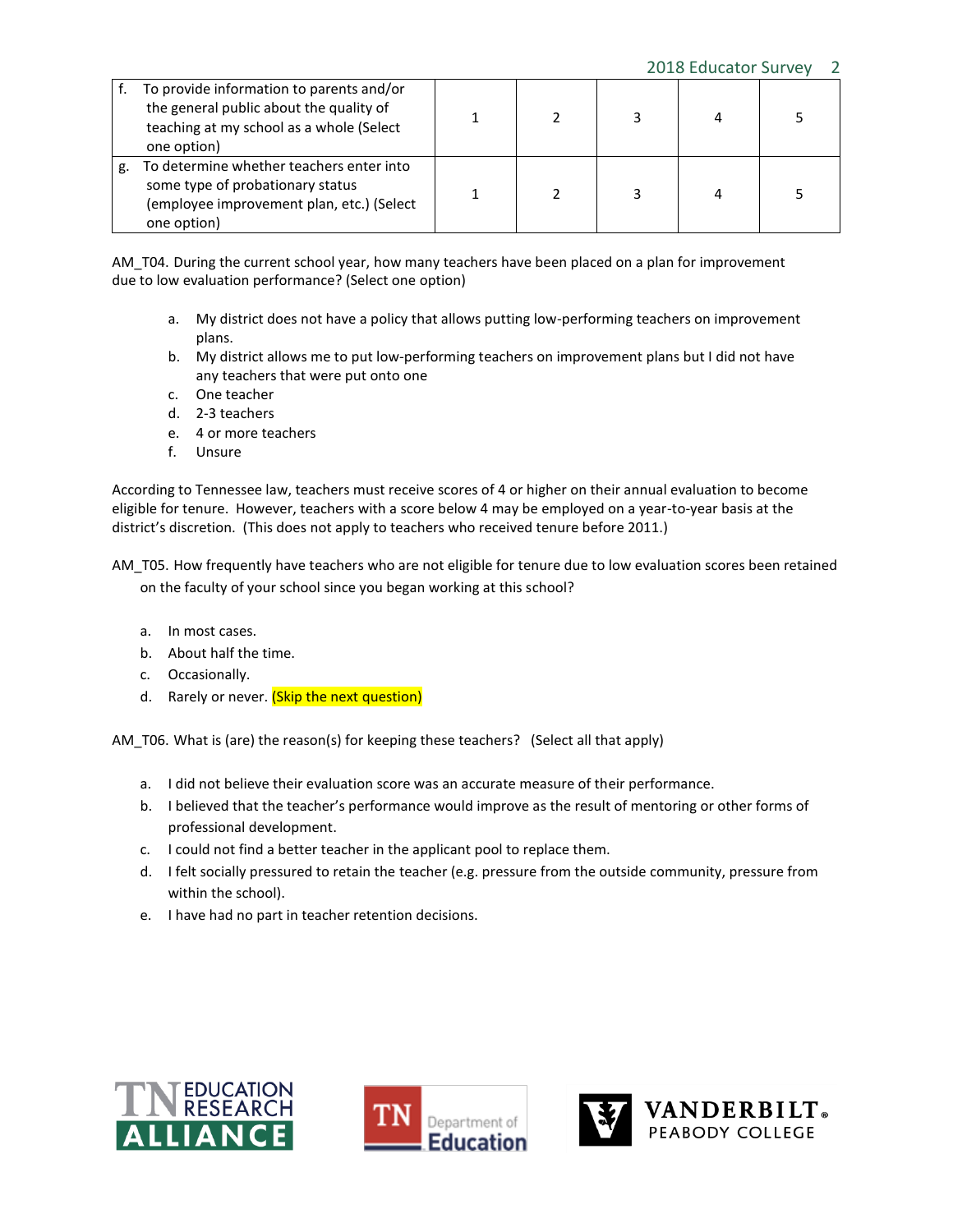| | | | | | |
|---|---|---|---|---|---|
| f. To provide information to parents and/or the general public about the quality of teaching at my school as a whole (Select one option) | 1 | 2 | 3 | 4 | 5 |
| g. To determine whether teachers enter into some type of probationary status (employee improvement plan, etc.) (Select one option) | 1 | 2 | 3 | 4 | 5 |

AM_T04. During the current school year, how many teachers have been placed on a plan for improvement due to low evaluation performance? (Select one option)

a. My district does not have a policy that allows putting low-performing teachers on improvement plans.
b. My district allows me to put low-performing teachers on improvement plans but I did not have any teachers that were put onto one
c. One teacher
d. 2-3 teachers
e. 4 or more teachers
f. Unsure

According to Tennessee law, teachers must receive scores of 4 or higher on their annual evaluation to become eligible for tenure. However, teachers with a score below 4 may be employed on a year-to-year basis at the district's discretion. (This does not apply to teachers who received tenure before 2011.)

AM_T05. How frequently have teachers who are not eligible for tenure due to low evaluation scores been retained on the faculty of your school since you began working at this school?

a. In most cases.
b. About half the time.
c. Occasionally.
d. Rarely or never. (Skip the next question)

AM_T06. What is (are) the reason(s) for keeping these teachers? (Select all that apply)

a. I did not believe their evaluation score was an accurate measure of their performance.
b. I believed that the teacher's performance would improve as the result of mentoring or other forms of professional development.
c. I could not find a better teacher in the applicant pool to replace them.
d. I felt socially pressured to retain the teacher (e.g. pressure from the outside community, pressure from within the school).
e. I have had no part in teacher retention decisions.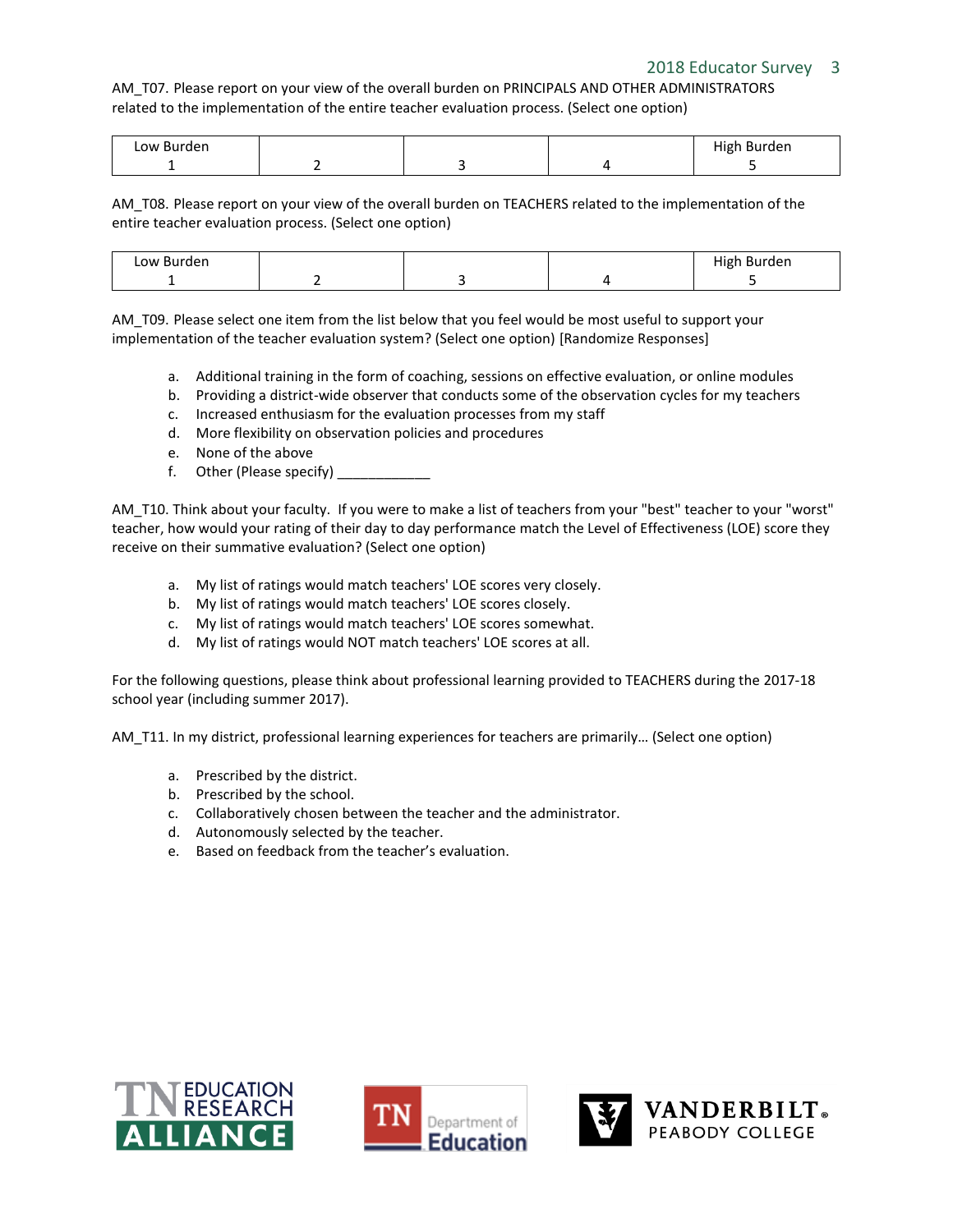AM_T07. Please report on your view of the overall burden on PRINCIPALS AND OTHER ADMINISTRATORS related to the implementation of the entire teacher evaluation process. (Select one option)

| Low Burden<br>1 | 2 | 3 | 4 | High Burden<br>5 |
|---|---|---|---|---|

AM_T08. Please report on your view of the overall burden on TEACHERS related to the implementation of the entire teacher evaluation process. (Select one option)

| Low Burden<br>1 | 2 | 3 | 4 | High Burden<br>5 |
|---|---|---|---|---|

AM_T09. Please select one item from the list below that you feel would be most useful to support your implementation of the teacher evaluation system? (Select one option) [Randomize Responses]

a. Additional training in the form of coaching, sessions on effective evaluation, or online modules
b. Providing a district-wide observer that conducts some of the observation cycles for my teachers
c. Increased enthusiasm for the evaluation processes from my staff
d. More flexibility on observation policies and procedures
e. None of the above
f. Other (Please specify) ____________

AM_T10. Think about your faculty. If you were to make a list of teachers from your "best" teacher to your "worst" teacher, how would your rating of their day to day performance match the Level of Effectiveness (LOE) score they receive on their summative evaluation? (Select one option)

a. My list of ratings would match teachers' LOE scores very closely.
b. My list of ratings would match teachers' LOE scores closely.
c. My list of ratings would match teachers' LOE scores somewhat.
d. My list of ratings would NOT match teachers' LOE scores at all.

For the following questions, please think about professional learning provided to TEACHERS during the 2017-18 school year (including summer 2017).

AM_T11. In my district, professional learning experiences for teachers are primarily… (Select one option)

a. Prescribed by the district.
b. Prescribed by the school.
c. Collaboratively chosen between the teacher and the administrator.
d. Autonomously selected by the teacher.
e. Based on feedback from the teacher's evaluation.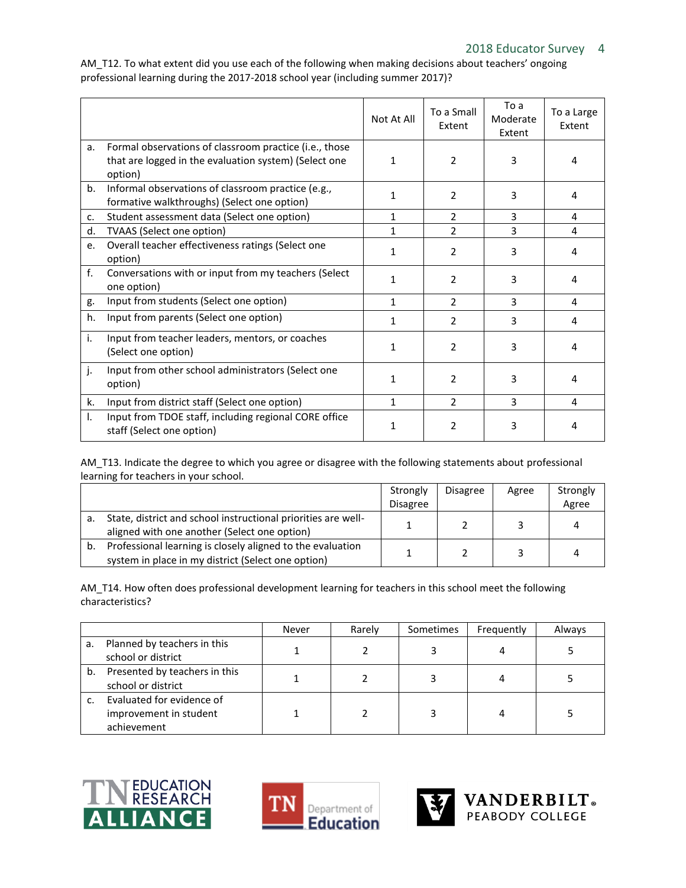AM_T12. To what extent did you use each of the following when making decisions about teachers' ongoing professional learning during the 2017-2018 school year (including summer 2017)?

| | Not At All | To a Small Extent | To a Moderate Extent | To a Large Extent |
|---|---|---|---|---|
| a. Formal observations of classroom practice (i.e., those that are logged in the evaluation system) (Select one option) | 1 | 2 | 3 | 4 |
| b. Informal observations of classroom practice (e.g., formative walkthroughs) (Select one option) | 1 | 2 | 3 | 4 |
| c. Student assessment data (Select one option) | 1 | 2 | 3 | 4 |
| d. TVAAS (Select one option) | 1 | 2 | 3 | 4 |
| e. Overall teacher effectiveness ratings (Select one option) | 1 | 2 | 3 | 4 |
| f. Conversations with or input from my teachers (Select one option) | 1 | 2 | 3 | 4 |
| g. Input from students (Select one option) | 1 | 2 | 3 | 4 |
| h. Input from parents (Select one option) | 1 | 2 | 3 | 4 |
| i. Input from teacher leaders, mentors, or coaches (Select one option) | 1 | 2 | 3 | 4 |
| j. Input from other school administrators (Select one option) | 1 | 2 | 3 | 4 |
| k. Input from district staff (Select one option) | 1 | 2 | 3 | 4 |
| l. Input from TDOE staff, including regional CORE office staff (Select one option) | 1 | 2 | 3 | 4 |

AM_T13. Indicate the degree to which you agree or disagree with the following statements about professional learning for teachers in your school.

| | Strongly Disagree | Disagree | Agree | Strongly Agree |
|---|---|---|---|---|
| a. State, district and school instructional priorities are well-aligned with one another (Select one option) | 1 | 2 | 3 | 4 |
| b. Professional learning is closely aligned to the evaluation system in place in my district (Select one option) | 1 | 2 | 3 | 4 |

AM_T14. How often does professional development learning for teachers in this school meet the following characteristics?

| | Never | Rarely | Sometimes | Frequently | Always |
|---|---|---|---|---|---|
| a. Planned by teachers in this school or district | 1 | 2 | 3 | 4 | 5 |
| b. Presented by teachers in this school or district | 1 | 2 | 3 | 4 | 5 |
| c. Evaluated for evidence of improvement in student achievement | 1 | 2 | 3 | 4 | 5 |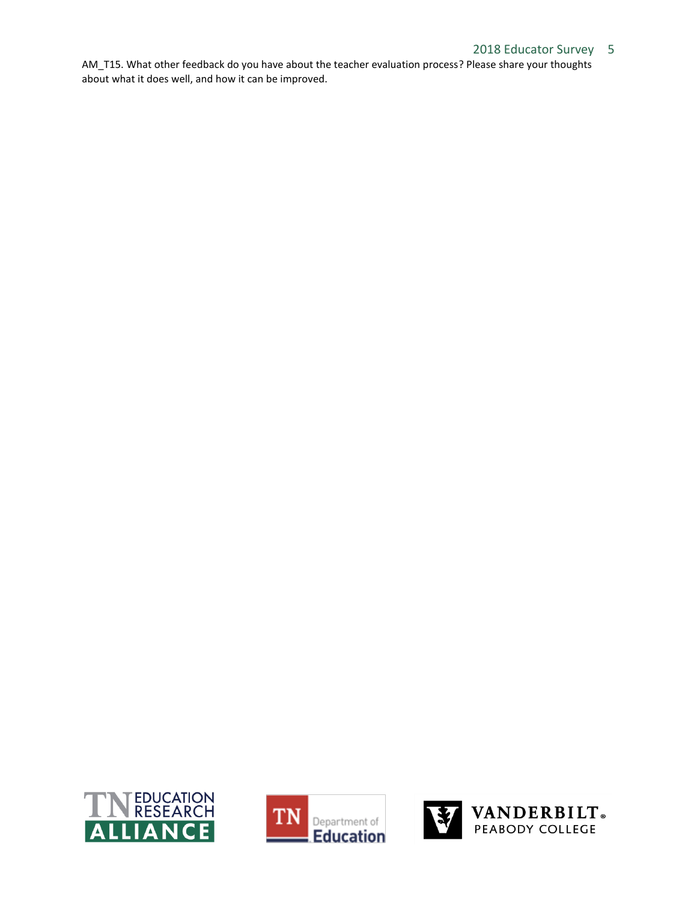AM_T15. What other feedback do you have about the teacher evaluation process? Please share your thoughts about what it does well, and how it can be improved.